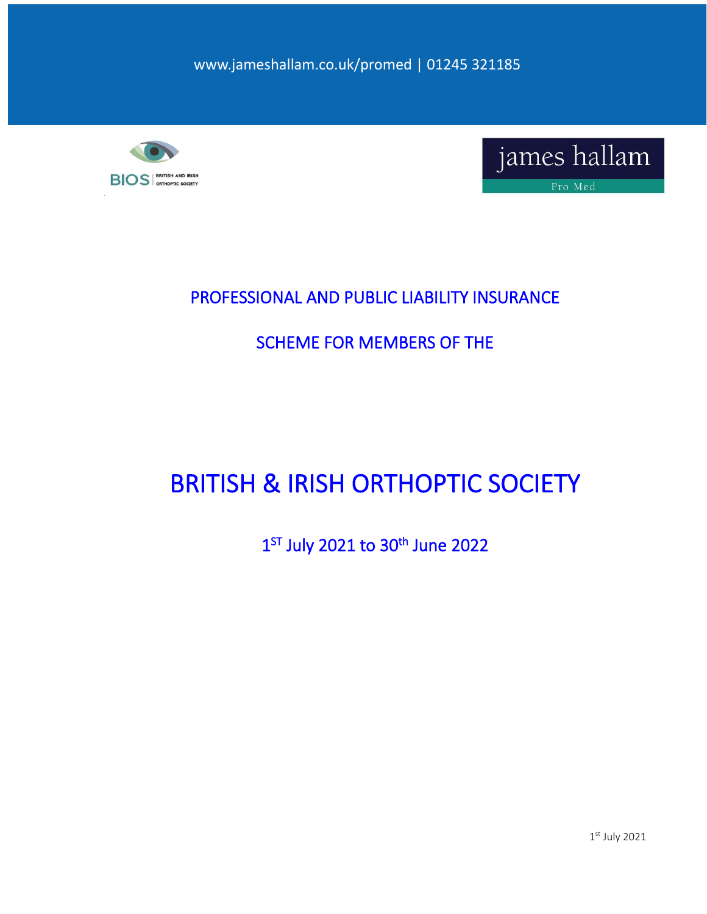www.jameshallam.co.uk/promed | 01245 321185

BIOS | BRITISH AND IRISH ORTHOPTIC SOCIETY

james hallam

Pro Med

## PROFESSIONAL AND PUBLIC LIABILITY INSURANCE

## SCHEME FOR MEMBERS OF THE

# BRITISH & IRISH ORTHOPTIC SOCIETY

## 1ST July 2021 to 30th June 2022

1st July 2021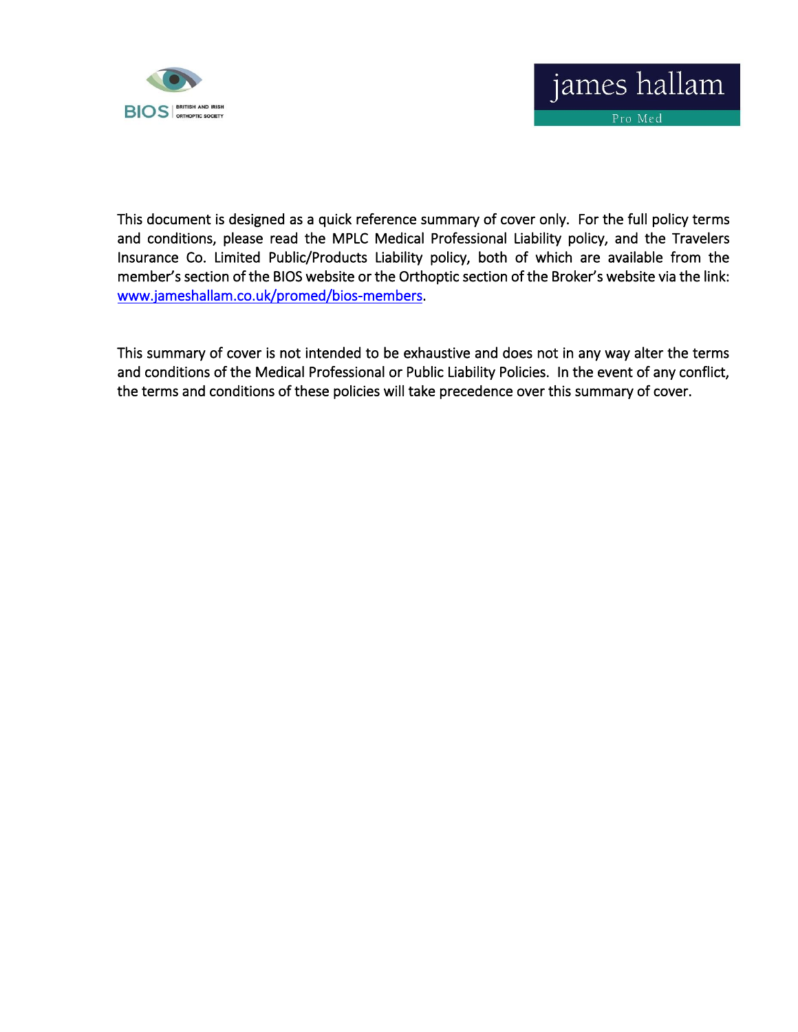This document is designed as a quick reference summary of cover only. For the full policy terms and conditions, please read the MPLC Medical Professional Liability policy, and the Travelers Insurance Co. Limited Public/Products Liability policy, both of which are available from the member's section of the BIOS website or the Orthoptic section of the Broker's website via the link: [www.jameshallam.co.uk/promed/bios-members](http://www.jameshallam.co.uk/promed/bios-members).

This summary of cover is not intended to be exhaustive and does not in any way alter the terms and conditions of the Medical Professional or Public Liability Policies. In the event of any conflict, the terms and conditions of these policies will take precedence over this summary of cover.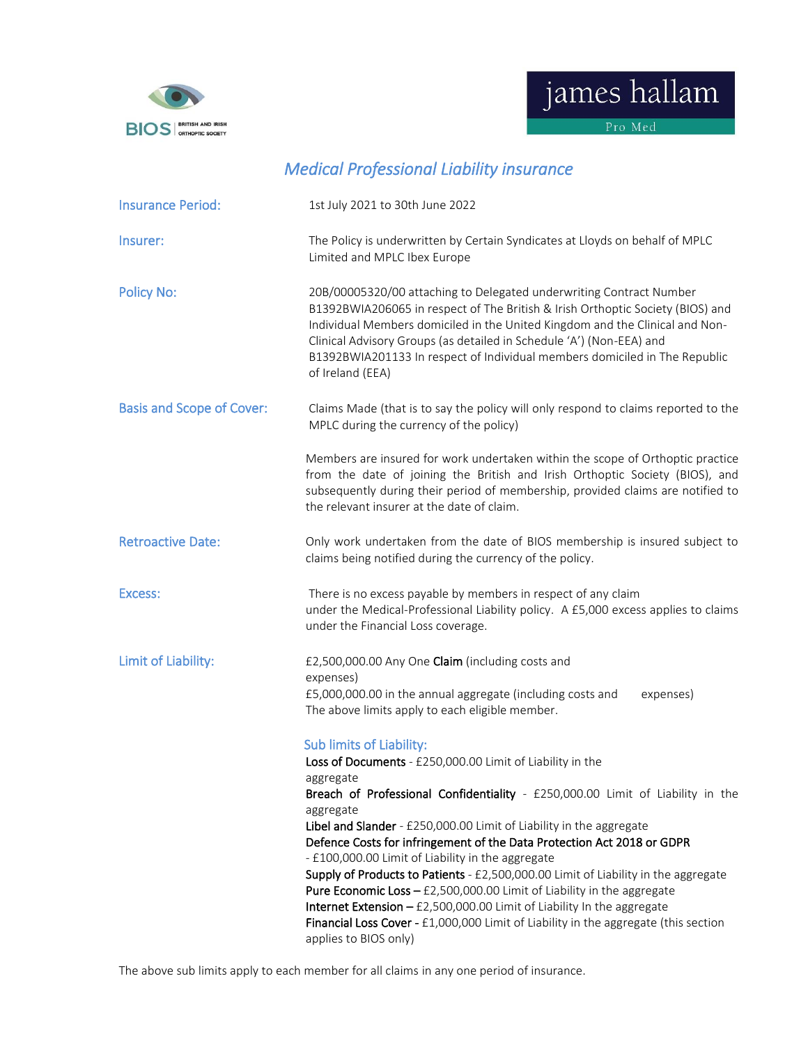# Medical Professional Liability insurance

| | |
|---|---|
| Insurance Period: | 1st July 2021 to 30th June 2022 |
| Insurer: | The Policy is underwritten by Certain Syndicates at Lloyds on behalf of MPLC Limited and MPLC Ibex Europe |
| Policy No: | 20B/00005320/00 attaching to Delegated underwriting Contract Number B1392BWIA206065 in respect of The British & Irish Orthoptic Society (BIOS) and Individual Members domiciled in the United Kingdom and the Clinical and Non-Clinical Advisory Groups (as detailed in Schedule 'A') (Non-EEA) and B1392BWIA201133 In respect of Individual members domiciled in The Republic of Ireland (EEA) |
| Basis and Scope of Cover: | Claims Made (that is to say the policy will only respond to claims reported to the MPLC during the currency of the policy)<br><br>Members are insured for work undertaken within the scope of Orthoptic practice from the date of joining the British and Irish Orthoptic Society (BIOS), and subsequently during their period of membership, provided claims are notified to the relevant insurer at the date of claim. |
| Retroactive Date: | Only work undertaken from the date of BIOS membership is insured subject to claims being notified during the currency of the policy. |
| Excess: | There is no excess payable by members in respect of any claim under the Medical-Professional Liability policy. A £5,000 excess applies to claims under the Financial Loss coverage. |
| Limit of Liability: | £2,500,000.00 Any One **Claim** (including costs and expenses)<br>£5,000,000.00 in the annual aggregate (including costs and expenses)<br>The above limits apply to each eligible member. |

### Sub limits of Liability:

**Loss of Documents** - £250,000.00 Limit of Liability in the aggregate
**Breach of Professional Confidentiality** - £250,000.00 Limit of Liability in the aggregate
**Libel and Slander** - £250,000.00 Limit of Liability in the aggregate
**Defence Costs for infringement of the Data Protection Act 2018 or GDPR** - £100,000.00 Limit of Liability in the aggregate
**Supply of Products to Patients** - £2,500,000.00 Limit of Liability in the aggregate
**Pure Economic Loss** – £2,500,000.00 Limit of Liability in the aggregate
**Internet Extension** – £2,500,000.00 Limit of Liability In the aggregate
**Financial Loss Cover** - £1,000,000 Limit of Liability in the aggregate (this section applies to BIOS only)

The above sub limits apply to each member for all claims in any one period of insurance.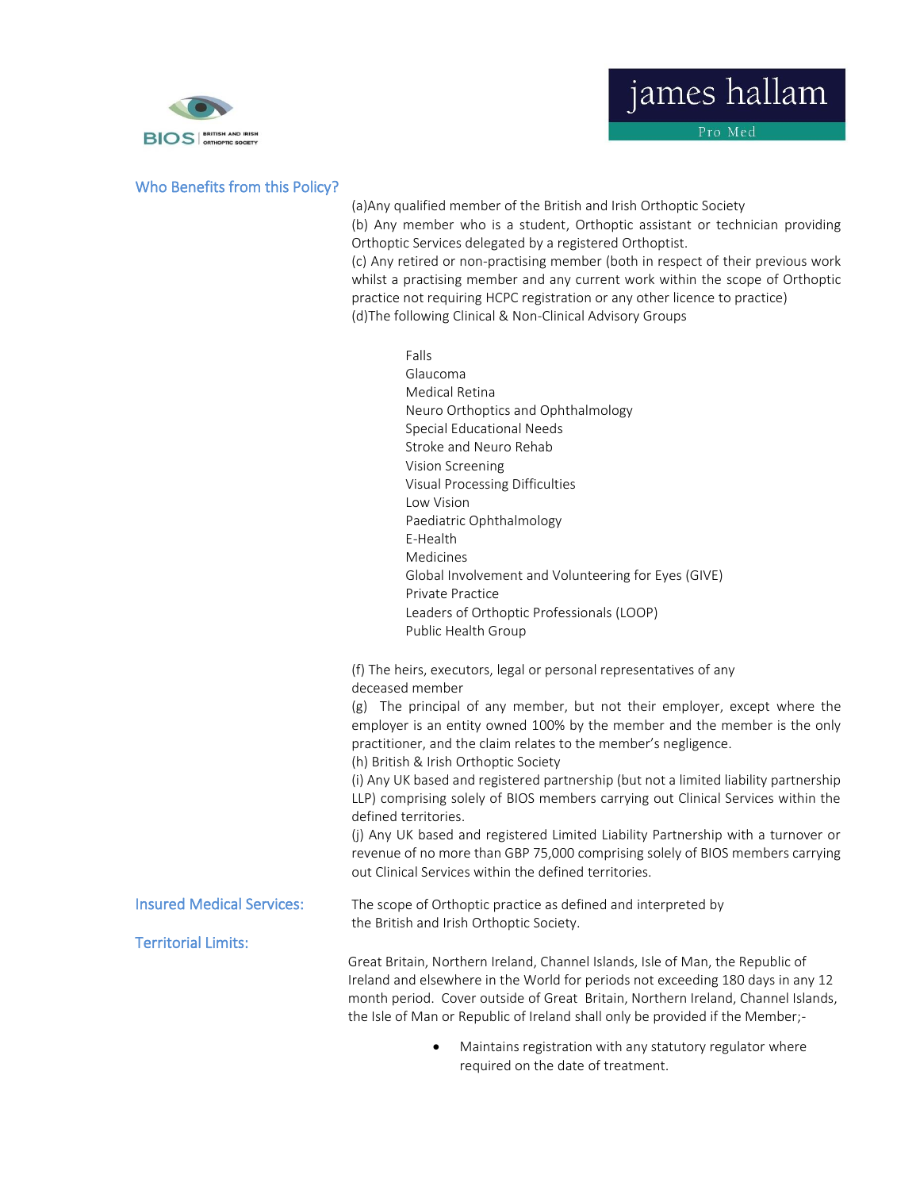## Who Benefits from this Policy?

(a)Any qualified member of the British and Irish Orthoptic Society

(b) Any member who is a student, Orthoptic assistant or technician providing Orthoptic Services delegated by a registered Orthoptist.

(c) Any retired or non-practising member (both in respect of their previous work whilst a practising member and any current work within the scope of Orthoptic practice not requiring HCPC registration or any other licence to practice)

(d)The following Clinical & Non-Clinical Advisory Groups

- Falls
- Glaucoma
- Medical Retina
- Neuro Orthoptics and Ophthalmology
- Special Educational Needs
- Stroke and Neuro Rehab
- Vision Screening
- Visual Processing Difficulties
- Low Vision
- Paediatric Ophthalmology
- E-Health
- Medicines
- Global Involvement and Volunteering for Eyes (GIVE)
- Private Practice
- Leaders of Orthoptic Professionals (LOOP)
- Public Health Group

(f) The heirs, executors, legal or personal representatives of any deceased member

(g) The principal of any member, but not their employer, except where the employer is an entity owned 100% by the member and the member is the only practitioner, and the claim relates to the member's negligence.

(h) British & Irish Orthoptic Society

(i) Any UK based and registered partnership (but not a limited liability partnership LLP) comprising solely of BIOS members carrying out Clinical Services within the defined territories.

(j) Any UK based and registered Limited Liability Partnership with a turnover or revenue of no more than GBP 75,000 comprising solely of BIOS members carrying out Clinical Services within the defined territories.

## Insured Medical Services:

The scope of Orthoptic practice as defined and interpreted by the British and Irish Orthoptic Society.

## Territorial Limits:

Great Britain, Northern Ireland, Channel Islands, Isle of Man, the Republic of Ireland and elsewhere in the World for periods not exceeding 180 days in any 12 month period. Cover outside of Great Britain, Northern Ireland, Channel Islands, the Isle of Man or Republic of Ireland shall only be provided if the Member;-

- Maintains registration with any statutory regulator where required on the date of treatment.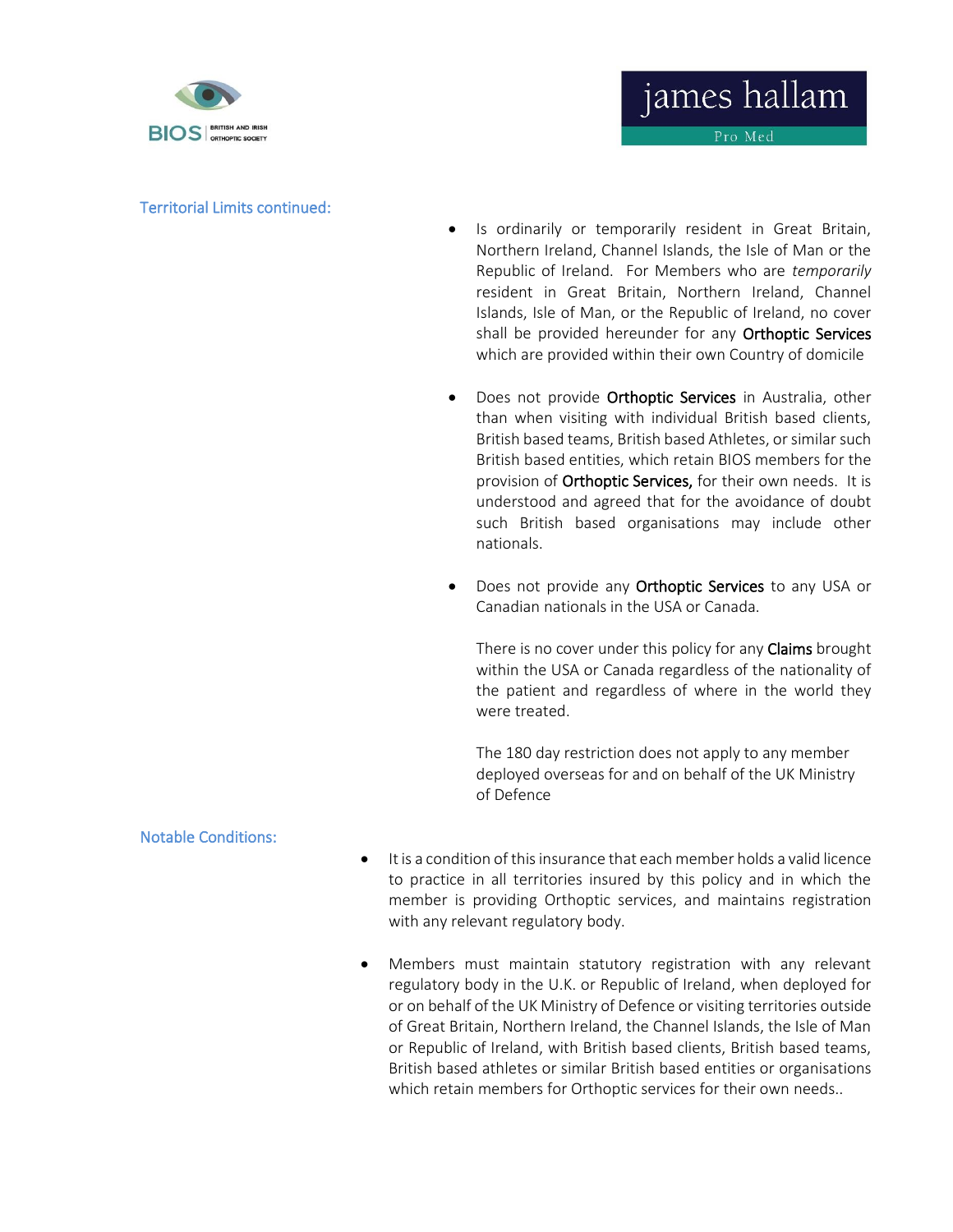### Territorial Limits continued:

- Is ordinarily or temporarily resident in Great Britain, Northern Ireland, Channel Islands, the Isle of Man or the Republic of Ireland. For Members who are *temporarily* resident in Great Britain, Northern Ireland, Channel Islands, Isle of Man, or the Republic of Ireland, no cover shall be provided hereunder for any **Orthoptic Services** which are provided within their own Country of domicile

- Does not provide **Orthoptic Services** in Australia, other than when visiting with individual British based clients, British based teams, British based Athletes, or similar such British based entities, which retain BIOS members for the provision of **Orthoptic Services,** for their own needs. It is understood and agreed that for the avoidance of doubt such British based organisations may include other nationals.

- Does not provide any **Orthoptic Services** to any USA or Canadian nationals in the USA or Canada.

  There is no cover under this policy for any **Claims** brought within the USA or Canada regardless of the nationality of the patient and regardless of where in the world they were treated.

  The 180 day restriction does not apply to any member deployed overseas for and on behalf of the UK Ministry of Defence

### Notable Conditions:

- It is a condition of this insurance that each member holds a valid licence to practice in all territories insured by this policy and in which the member is providing Orthoptic services, and maintains registration with any relevant regulatory body.

- Members must maintain statutory registration with any relevant regulatory body in the U.K. or Republic of Ireland, when deployed for or on behalf of the UK Ministry of Defence or visiting territories outside of Great Britain, Northern Ireland, the Channel Islands, the Isle of Man or Republic of Ireland, with British based clients, British based teams, British based athletes or similar British based entities or organisations which retain members for Orthoptic services for their own needs..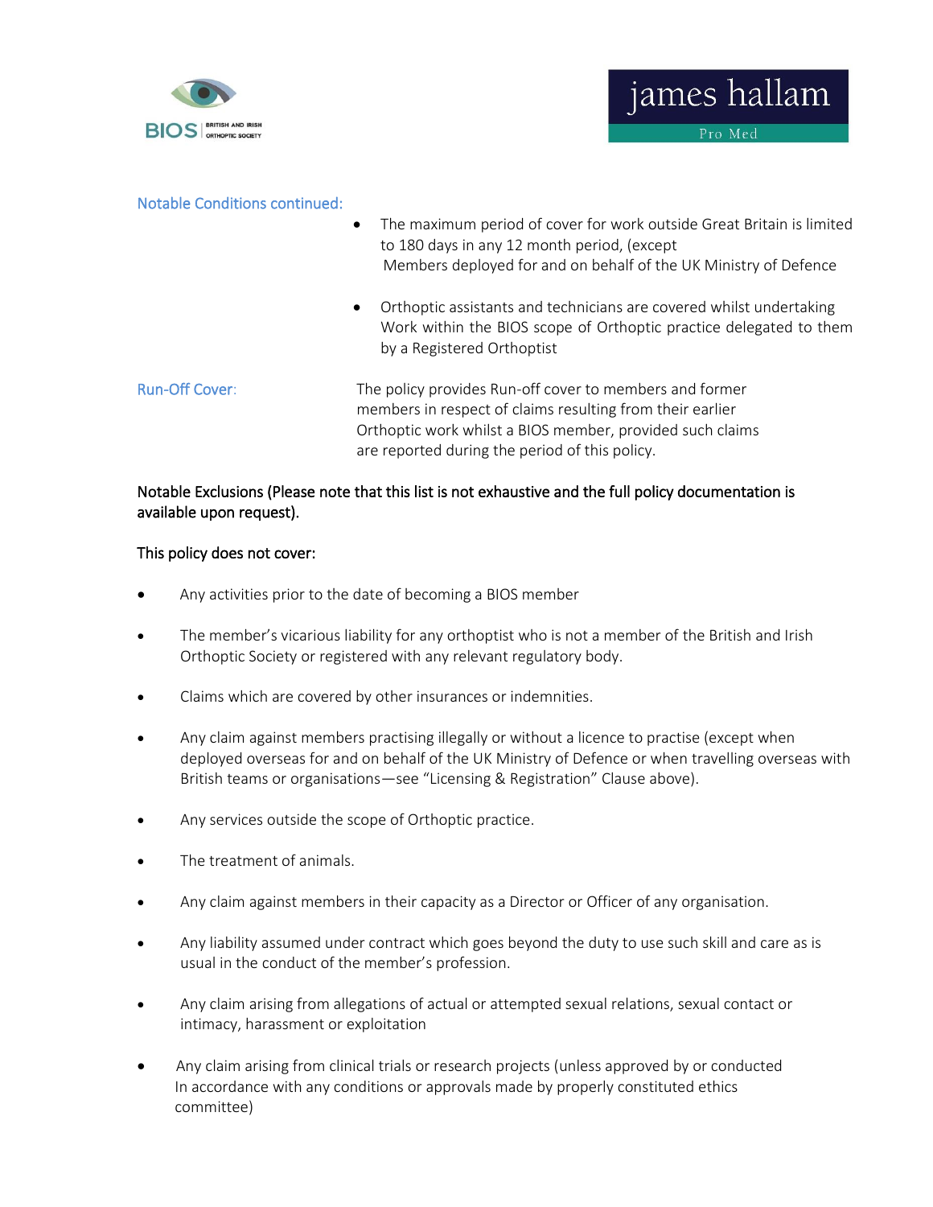**Notable Conditions continued:**

- The maximum period of cover for work outside Great Britain is limited to 180 days in any 12 month period, (except Members deployed for and on behalf of the UK Ministry of Defence
- Orthoptic assistants and technicians are covered whilst undertaking Work within the BIOS scope of Orthoptic practice delegated to them by a Registered Orthoptist

**Run-Off Cover:** The policy provides Run-off cover to members and former members in respect of claims resulting from their earlier Orthoptic work whilst a BIOS member, provided such claims are reported during the period of this policy.

**Notable Exclusions (Please note that this list is not exhaustive and the full policy documentation is available upon request).**

**This policy does not cover:**

- Any activities prior to the date of becoming a BIOS member
- The member's vicarious liability for any orthoptist who is not a member of the British and Irish Orthoptic Society or registered with any relevant regulatory body.
- Claims which are covered by other insurances or indemnities.
- Any claim against members practising illegally or without a licence to practise (except when deployed overseas for and on behalf of the UK Ministry of Defence or when travelling overseas with British teams or organisations—see "Licensing & Registration" Clause above).
- Any services outside the scope of Orthoptic practice.
- The treatment of animals.
- Any claim against members in their capacity as a Director or Officer of any organisation.
- Any liability assumed under contract which goes beyond the duty to use such skill and care as is usual in the conduct of the member's profession.
- Any claim arising from allegations of actual or attempted sexual relations, sexual contact or intimacy, harassment or exploitation
- Any claim arising from clinical trials or research projects (unless approved by or conducted In accordance with any conditions or approvals made by properly constituted ethics committee)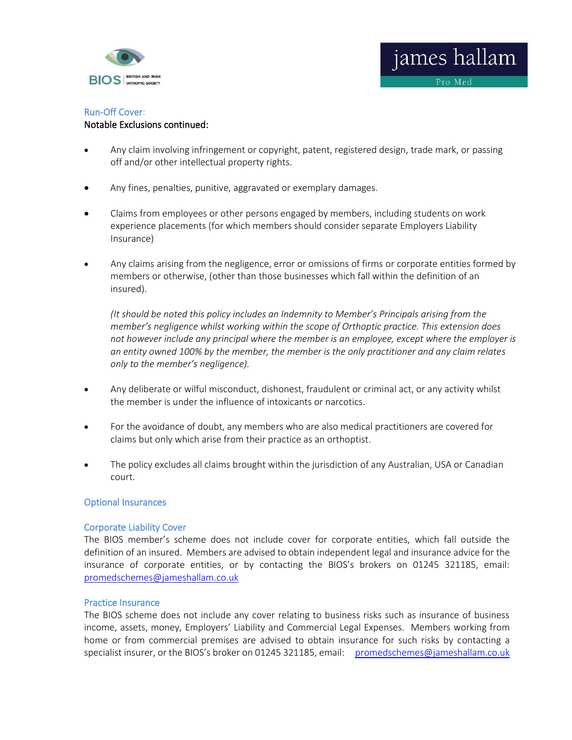## Run-Off Cover:

**Notable Exclusions continued:**

- Any claim involving infringement or copyright, patent, registered design, trade mark, or passing off and/or other intellectual property rights.
- Any fines, penalties, punitive, aggravated or exemplary damages.
- Claims from employees or other persons engaged by members, including students on work experience placements (for which members should consider separate Employers Liability Insurance)
- Any claims arising from the negligence, error or omissions of firms or corporate entities formed by members or otherwise, (other than those businesses which fall within the definition of an insured).

  *(It should be noted this policy includes an Indemnity to Member's Principals arising from the member's negligence whilst working within the scope of Orthoptic practice. This extension does not however include any principal where the member is an employee, except where the employer is an entity owned 100% by the member, the member is the only practitioner and any claim relates only to the member's negligence).*

- Any deliberate or wilful misconduct, dishonest, fraudulent or criminal act, or any activity whilst the member is under the influence of intoxicants or narcotics.
- For the avoidance of doubt, any members who are also medical practitioners are covered for claims but only which arise from their practice as an orthoptist.
- The policy excludes all claims brought within the jurisdiction of any Australian, USA or Canadian court.

## Optional Insurances

### Corporate Liability Cover

The BIOS member's scheme does not include cover for corporate entities, which fall outside the definition of an insured. Members are advised to obtain independent legal and insurance advice for the insurance of corporate entities, or by contacting the BIOS's brokers on 01245 321185, email: promedschemes@jameshallam.co.uk

### Practice Insurance

The BIOS scheme does not include any cover relating to business risks such as insurance of business income, assets, money, Employers' Liability and Commercial Legal Expenses. Members working from home or from commercial premises are advised to obtain insurance for such risks by contacting a specialist insurer, or the BIOS's broker on 01245 321185, email: promedschemes@jameshallam.co.uk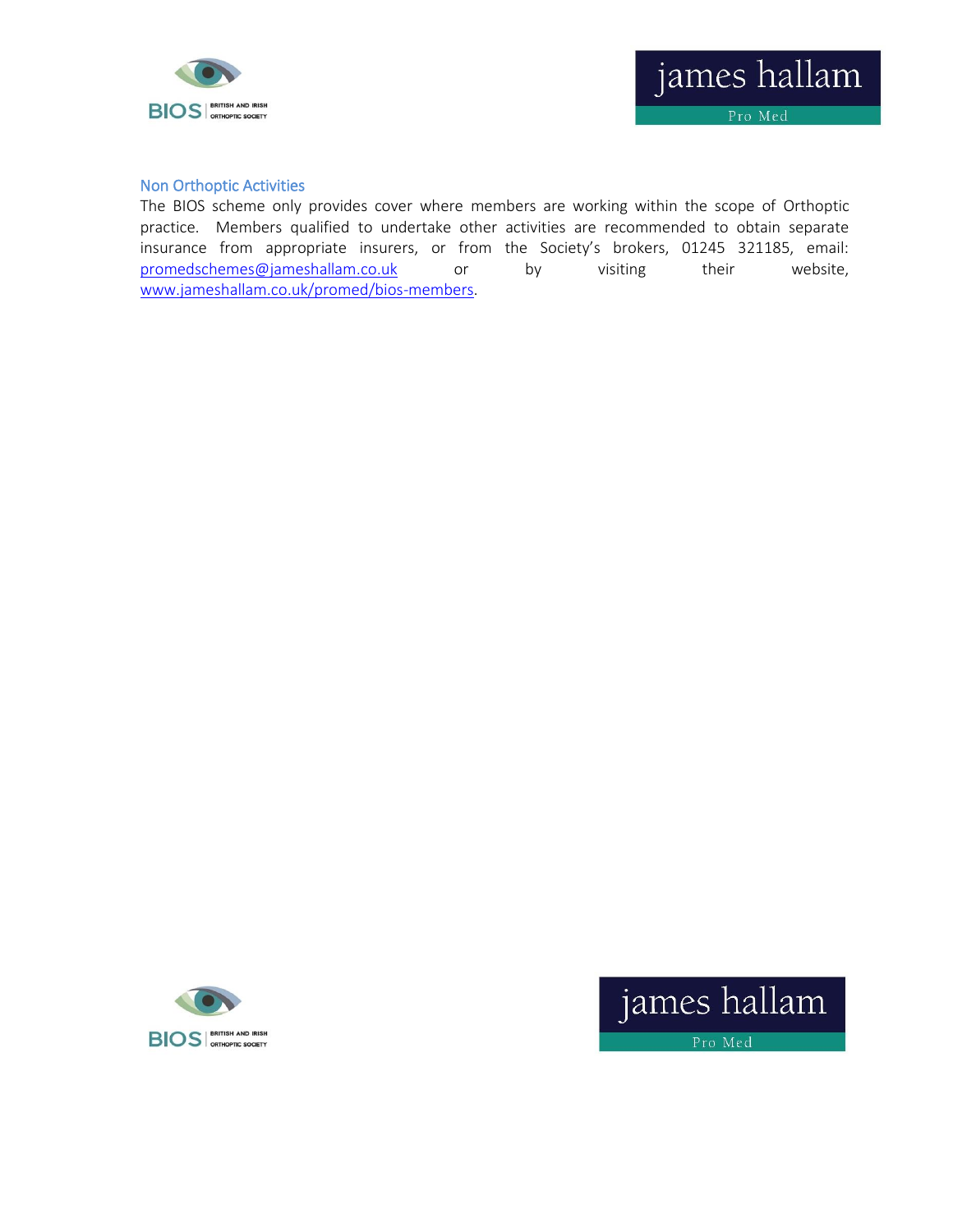## Non Orthoptic Activities

The BIOS scheme only provides cover where members are working within the scope of Orthoptic practice. Members qualified to undertake other activities are recommended to obtain separate insurance from appropriate insurers, or from the Society's brokers, 01245 321185, email: promedschemes@jameshallam.co.uk or by visiting their website, www.jameshallam.co.uk/promed/bios-members.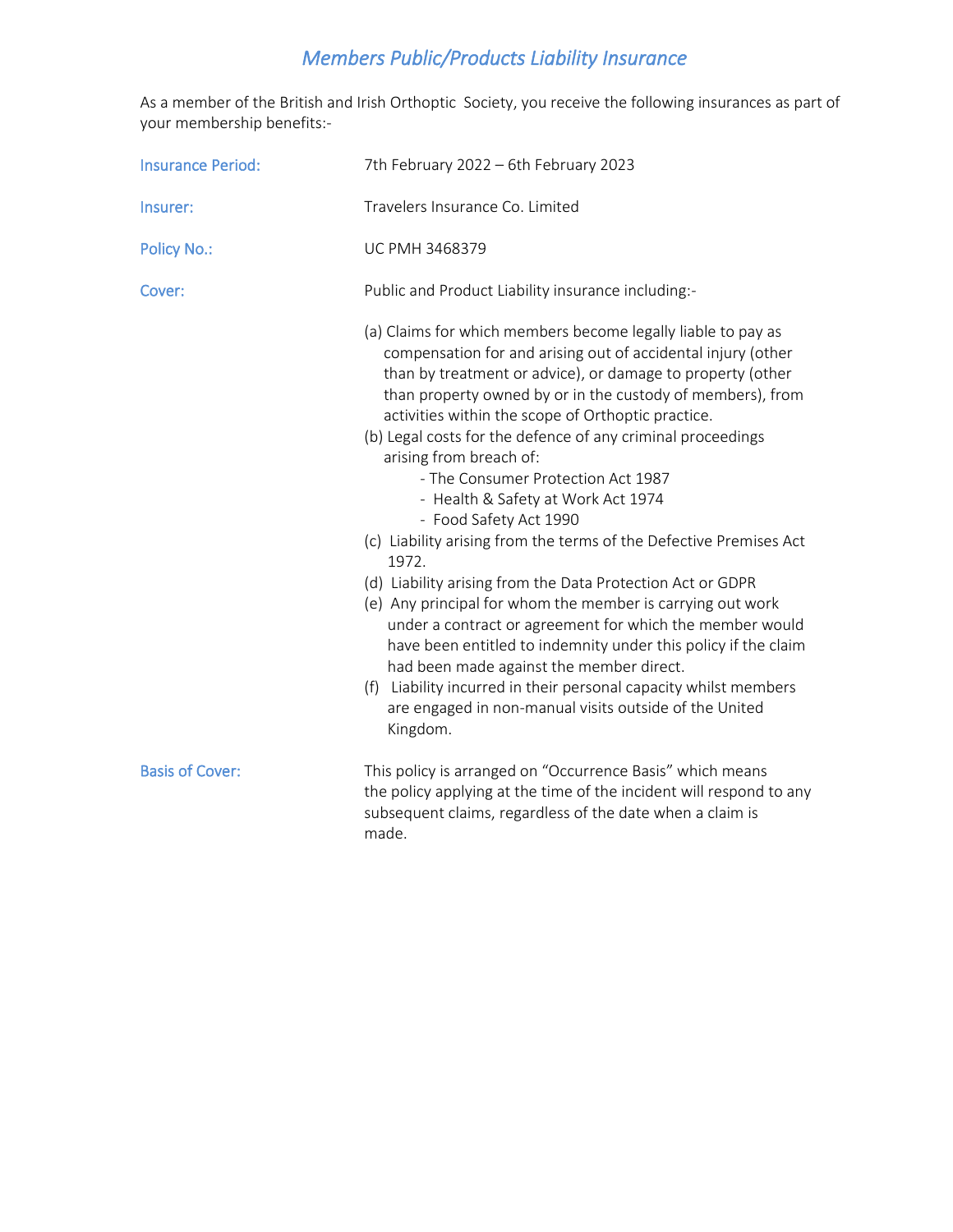# *Members Public/Products Liability Insurance*

As a member of the British and Irish Orthoptic Society, you receive the following insurances as part of your membership benefits:-

**Insurance Period:** 7th February 2022 – 6th February 2023

**Insurer:** Travelers Insurance Co. Limited

**Policy No.:** UC PMH 3468379

**Cover:** Public and Product Liability insurance including:-

(a) Claims for which members become legally liable to pay as compensation for and arising out of accidental injury (other than by treatment or advice), or damage to property (other than property owned by or in the custody of members), from activities within the scope of Orthoptic practice.

(b) Legal costs for the defence of any criminal proceedings arising from breach of:
- The Consumer Protection Act 1987
- Health & Safety at Work Act 1974
- Food Safety Act 1990

(c) Liability arising from the terms of the Defective Premises Act 1972.

(d) Liability arising from the Data Protection Act or GDPR

(e) Any principal for whom the member is carrying out work under a contract or agreement for which the member would have been entitled to indemnity under this policy if the claim had been made against the member direct.

(f) Liability incurred in their personal capacity whilst members are engaged in non-manual visits outside of the United Kingdom.

**Basis of Cover:** This policy is arranged on "Occurrence Basis" which means the policy applying at the time of the incident will respond to any subsequent claims, regardless of the date when a claim is made.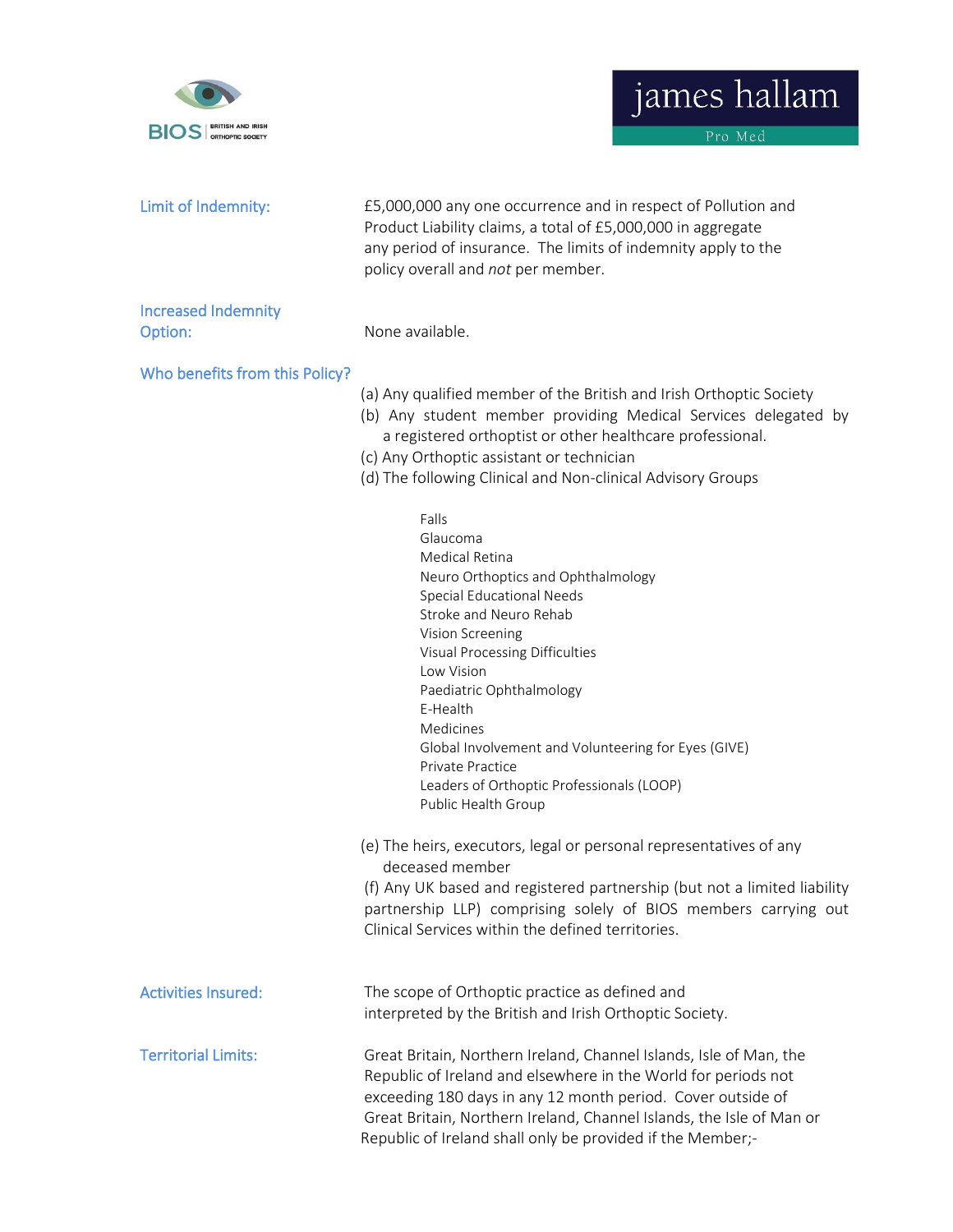**Limit of Indemnity:** £5,000,000 any one occurrence and in respect of Pollution and Product Liability claims, a total of £5,000,000 in aggregate any period of insurance. The limits of indemnity apply to the policy overall and *not* per member.

**Increased Indemnity Option:** None available.

**Who benefits from this Policy?**

(a) Any qualified member of the British and Irish Orthoptic Society
(b) Any student member providing Medical Services delegated by a registered orthoptist or other healthcare professional.
(c) Any Orthoptic assistant or technician
(d) The following Clinical and Non-clinical Advisory Groups

- Falls
- Glaucoma
- Medical Retina
- Neuro Orthoptics and Ophthalmology
- Special Educational Needs
- Stroke and Neuro Rehab
- Vision Screening
- Visual Processing Difficulties
- Low Vision
- Paediatric Ophthalmology
- E-Health
- Medicines
- Global Involvement and Volunteering for Eyes (GIVE)
- Private Practice
- Leaders of Orthoptic Professionals (LOOP)
- Public Health Group

(e) The heirs, executors, legal or personal representatives of any deceased member
(f) Any UK based and registered partnership (but not a limited liability partnership LLP) comprising solely of BIOS members carrying out Clinical Services within the defined territories.

**Activities Insured:** The scope of Orthoptic practice as defined and interpreted by the British and Irish Orthoptic Society.

**Territorial Limits:** Great Britain, Northern Ireland, Channel Islands, Isle of Man, the Republic of Ireland and elsewhere in the World for periods not exceeding 180 days in any 12 month period. Cover outside of Great Britain, Northern Ireland, Channel Islands, the Isle of Man or Republic of Ireland shall only be provided if the Member;-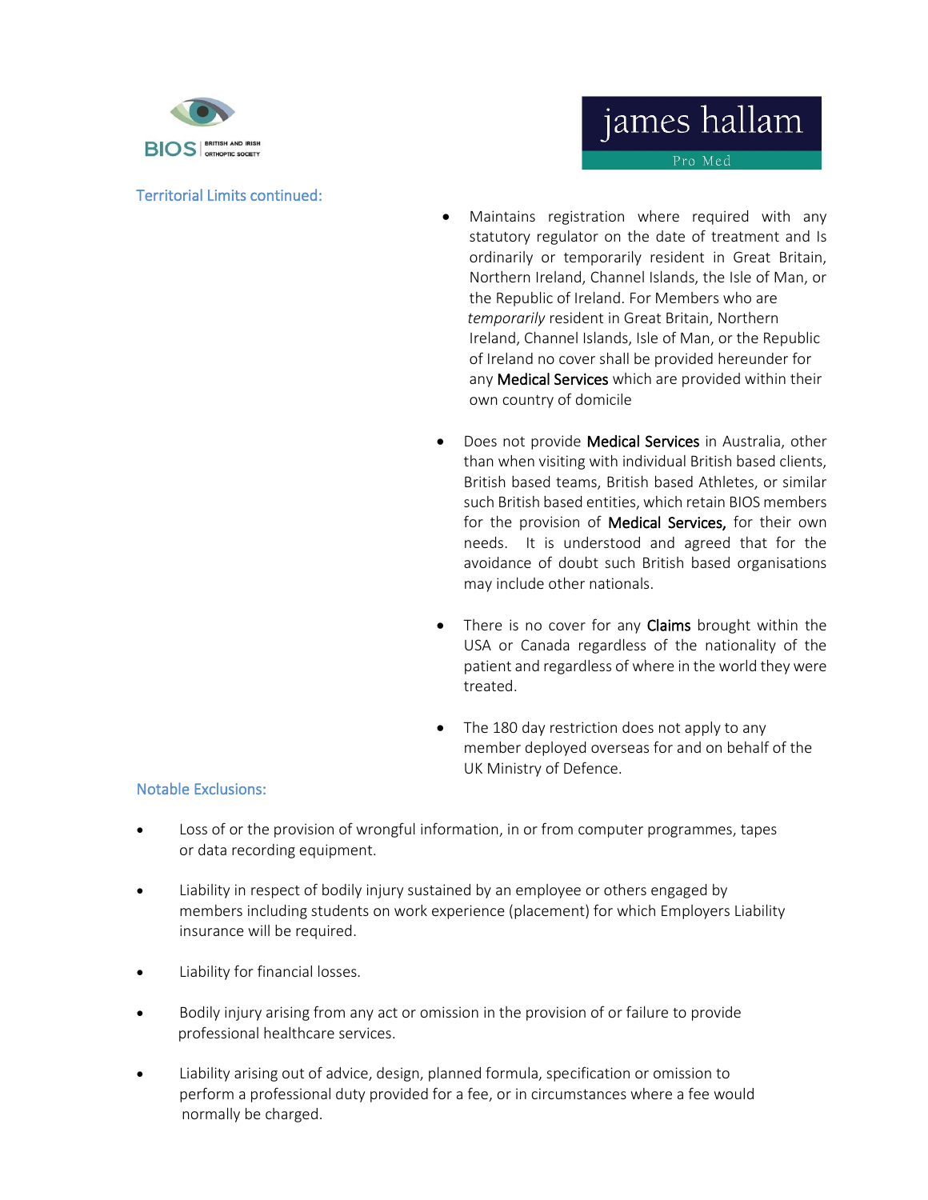### Territorial Limits continued:

- Maintains registration where required with any statutory regulator on the date of treatment and Is ordinarily or temporarily resident in Great Britain, Northern Ireland, Channel Islands, the Isle of Man, or the Republic of Ireland. For Members who are *temporarily* resident in Great Britain, Northern Ireland, Channel Islands, Isle of Man, or the Republic of Ireland no cover shall be provided hereunder for any **Medical Services** which are provided within their own country of domicile

- Does not provide **Medical Services** in Australia, other than when visiting with individual British based clients, British based teams, British based Athletes, or similar such British based entities, which retain BIOS members for the provision of **Medical Services,** for their own needs. It is understood and agreed that for the avoidance of doubt such British based organisations may include other nationals.

- There is no cover for any **Claims** brought within the USA or Canada regardless of the nationality of the patient and regardless of where in the world they were treated.

- The 180 day restriction does not apply to any member deployed overseas for and on behalf of the UK Ministry of Defence.

### Notable Exclusions:

- Loss of or the provision of wrongful information, in or from computer programmes, tapes or data recording equipment.

- Liability in respect of bodily injury sustained by an employee or others engaged by members including students on work experience (placement) for which Employers Liability insurance will be required.

- Liability for financial losses.

- Bodily injury arising from any act or omission in the provision of or failure to provide professional healthcare services.

- Liability arising out of advice, design, planned formula, specification or omission to perform a professional duty provided for a fee, or in circumstances where a fee would normally be charged.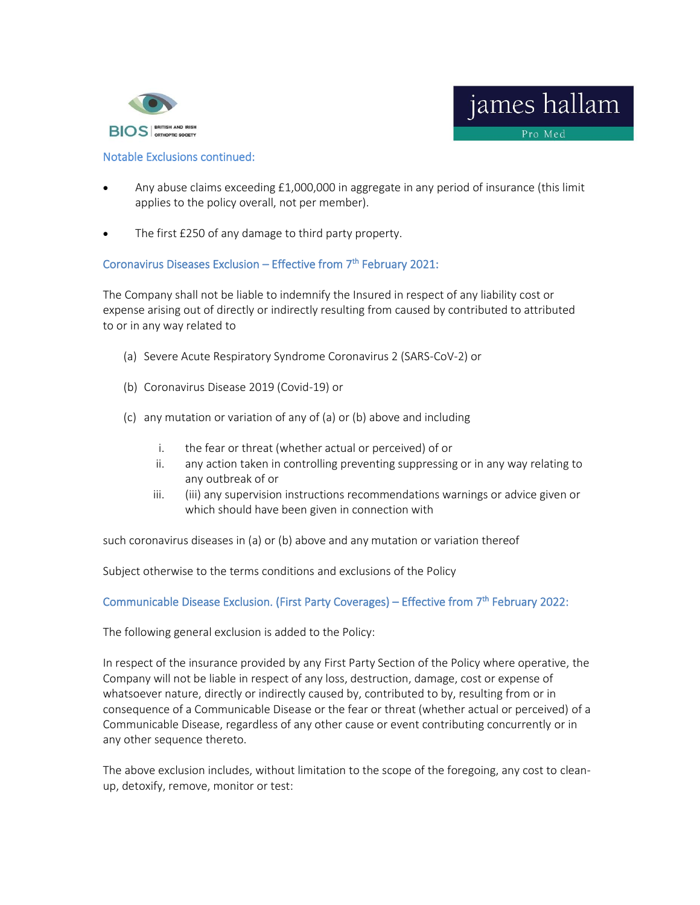### Notable Exclusions continued:

- Any abuse claims exceeding £1,000,000 in aggregate in any period of insurance (this limit applies to the policy overall, not per member).
- The first £250 of any damage to third party property.

### Coronavirus Diseases Exclusion – Effective from 7th February 2021:

The Company shall not be liable to indemnify the Insured in respect of any liability cost or expense arising out of directly or indirectly resulting from caused by contributed to attributed to or in any way related to

(a) Severe Acute Respiratory Syndrome Coronavirus 2 (SARS-CoV-2) or

(b) Coronavirus Disease 2019 (Covid-19) or

(c) any mutation or variation of any of (a) or (b) above and including

   i. the fear or threat (whether actual or perceived) of or
   ii. any action taken in controlling preventing suppressing or in any way relating to any outbreak of or
   iii. (iii) any supervision instructions recommendations warnings or advice given or which should have been given in connection with

such coronavirus diseases in (a) or (b) above and any mutation or variation thereof

Subject otherwise to the terms conditions and exclusions of the Policy

### Communicable Disease Exclusion. (First Party Coverages) – Effective from 7th February 2022:

The following general exclusion is added to the Policy:

In respect of the insurance provided by any First Party Section of the Policy where operative, the Company will not be liable in respect of any loss, destruction, damage, cost or expense of whatsoever nature, directly or indirectly caused by, contributed to by, resulting from or in consequence of a Communicable Disease or the fear or threat (whether actual or perceived) of a Communicable Disease, regardless of any other cause or event contributing concurrently or in any other sequence thereto.

The above exclusion includes, without limitation to the scope of the foregoing, any cost to clean-up, detoxify, remove, monitor or test: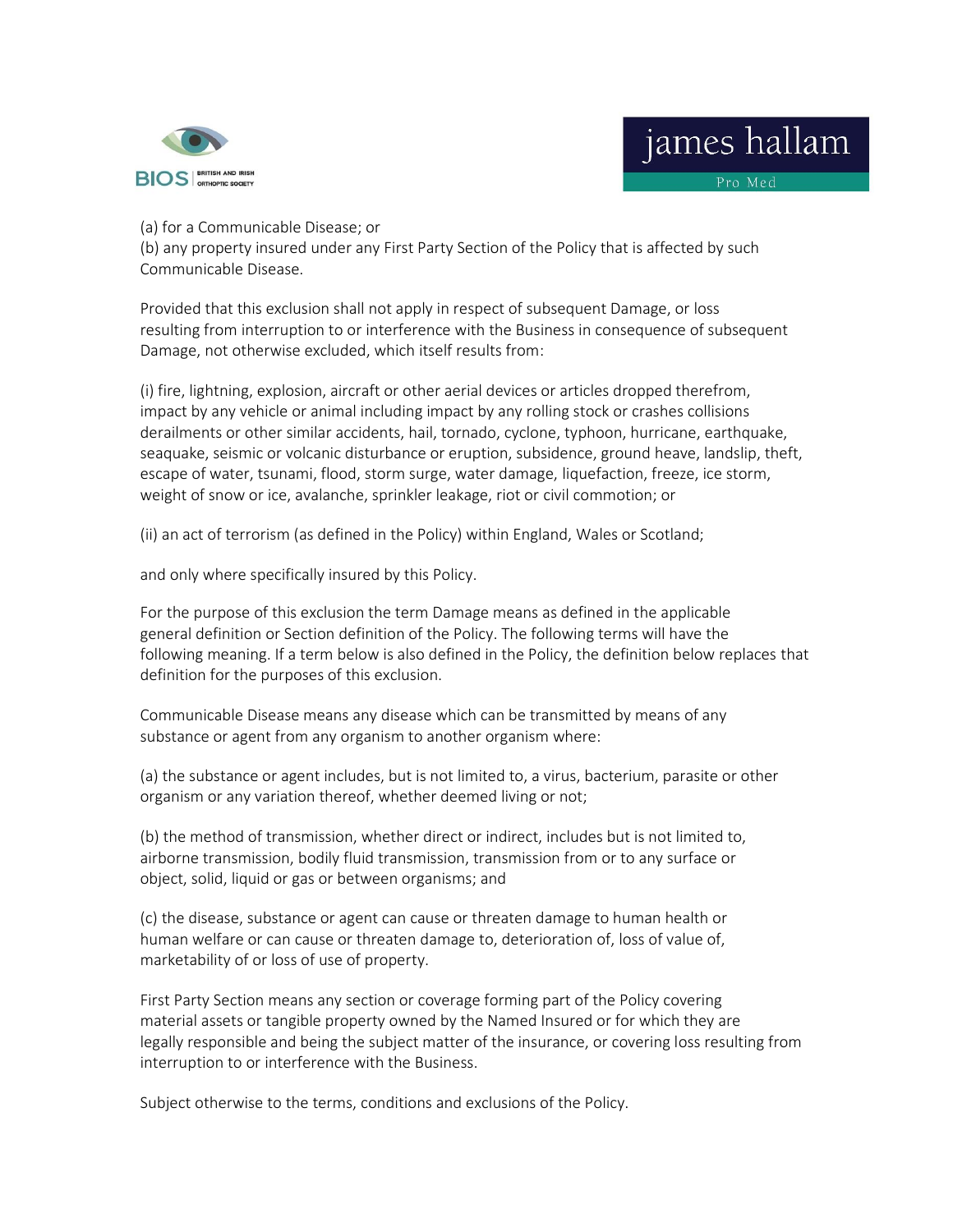(a) for a Communicable Disease; or
(b) any property insured under any First Party Section of the Policy that is affected by such Communicable Disease.

Provided that this exclusion shall not apply in respect of subsequent Damage, or loss resulting from interruption to or interference with the Business in consequence of subsequent Damage, not otherwise excluded, which itself results from:

(i) fire, lightning, explosion, aircraft or other aerial devices or articles dropped therefrom, impact by any vehicle or animal including impact by any rolling stock or crashes collisions derailments or other similar accidents, hail, tornado, cyclone, typhoon, hurricane, earthquake, seaquake, seismic or volcanic disturbance or eruption, subsidence, ground heave, landslip, theft, escape of water, tsunami, flood, storm surge, water damage, liquefaction, freeze, ice storm, weight of snow or ice, avalanche, sprinkler leakage, riot or civil commotion; or

(ii) an act of terrorism (as defined in the Policy) within England, Wales or Scotland;

and only where specifically insured by this Policy.

For the purpose of this exclusion the term Damage means as defined in the applicable general definition or Section definition of the Policy. The following terms will have the following meaning. If a term below is also defined in the Policy, the definition below replaces that definition for the purposes of this exclusion.

Communicable Disease means any disease which can be transmitted by means of any substance or agent from any organism to another organism where:

(a) the substance or agent includes, but is not limited to, a virus, bacterium, parasite or other organism or any variation thereof, whether deemed living or not;

(b) the method of transmission, whether direct or indirect, includes but is not limited to, airborne transmission, bodily fluid transmission, transmission from or to any surface or object, solid, liquid or gas or between organisms; and

(c) the disease, substance or agent can cause or threaten damage to human health or human welfare or can cause or threaten damage to, deterioration of, loss of value of, marketability of or loss of use of property.

First Party Section means any section or coverage forming part of the Policy covering material assets or tangible property owned by the Named Insured or for which they are legally responsible and being the subject matter of the insurance, or covering loss resulting from interruption to or interference with the Business.

Subject otherwise to the terms, conditions and exclusions of the Policy.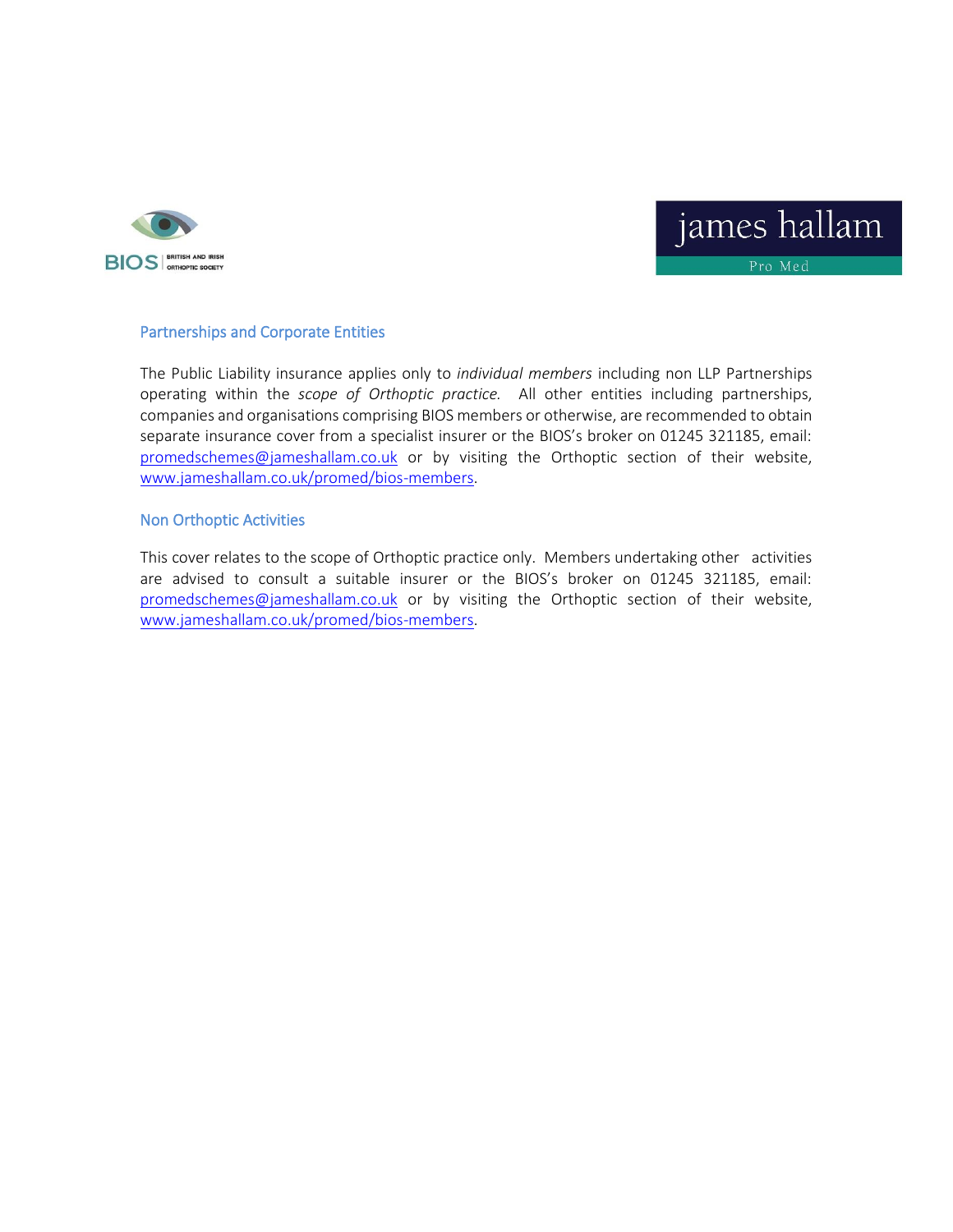## Partnerships and Corporate Entities

The Public Liability insurance applies only to *individual members* including non LLP Partnerships operating within the *scope of Orthoptic practice.* All other entities including partnerships, companies and organisations comprising BIOS members or otherwise, are recommended to obtain separate insurance cover from a specialist insurer or the BIOS's broker on 01245 321185, email: promedschemes@jameshallam.co.uk or by visiting the Orthoptic section of their website, www.jameshallam.co.uk/promed/bios-members.

## Non Orthoptic Activities

This cover relates to the scope of Orthoptic practice only. Members undertaking other activities are advised to consult a suitable insurer or the BIOS's broker on 01245 321185, email: promedschemes@jameshallam.co.uk or by visiting the Orthoptic section of their website, www.jameshallam.co.uk/promed/bios-members.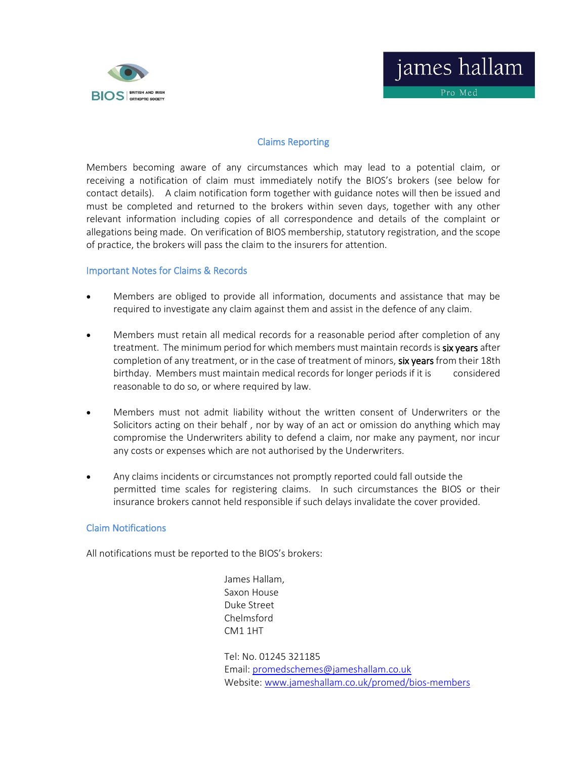## Claims Reporting

Members becoming aware of any circumstances which may lead to a potential claim, or receiving a notification of claim must immediately notify the BIOS's brokers (see below for contact details). A claim notification form together with guidance notes will then be issued and must be completed and returned to the brokers within seven days, together with any other relevant information including copies of all correspondence and details of the complaint or allegations being made. On verification of BIOS membership, statutory registration, and the scope of practice, the brokers will pass the claim to the insurers for attention.

### Important Notes for Claims & Records

- Members are obliged to provide all information, documents and assistance that may be required to investigate any claim against them and assist in the defence of any claim.
- Members must retain all medical records for a reasonable period after completion of any treatment. The minimum period for which members must maintain records is six years after completion of any treatment, or in the case of treatment of minors, six years from their 18th birthday. Members must maintain medical records for longer periods if it is considered reasonable to do so, or where required by law.
- Members must not admit liability without the written consent of Underwriters or the Solicitors acting on their behalf , nor by way of an act or omission do anything which may compromise the Underwriters ability to defend a claim, nor make any payment, nor incur any costs or expenses which are not authorised by the Underwriters.
- Any claims incidents or circumstances not promptly reported could fall outside the permitted time scales for registering claims. In such circumstances the BIOS or their insurance brokers cannot held responsible if such delays invalidate the cover provided.

### Claim Notifications

All notifications must be reported to the BIOS's brokers:

James Hallam,
Saxon House
Duke Street
Chelmsford
CM1 1HT

Tel: No. 01245 321185
Email: promedschemes@jameshallam.co.uk
Website: www.jameshallam.co.uk/promed/bios-members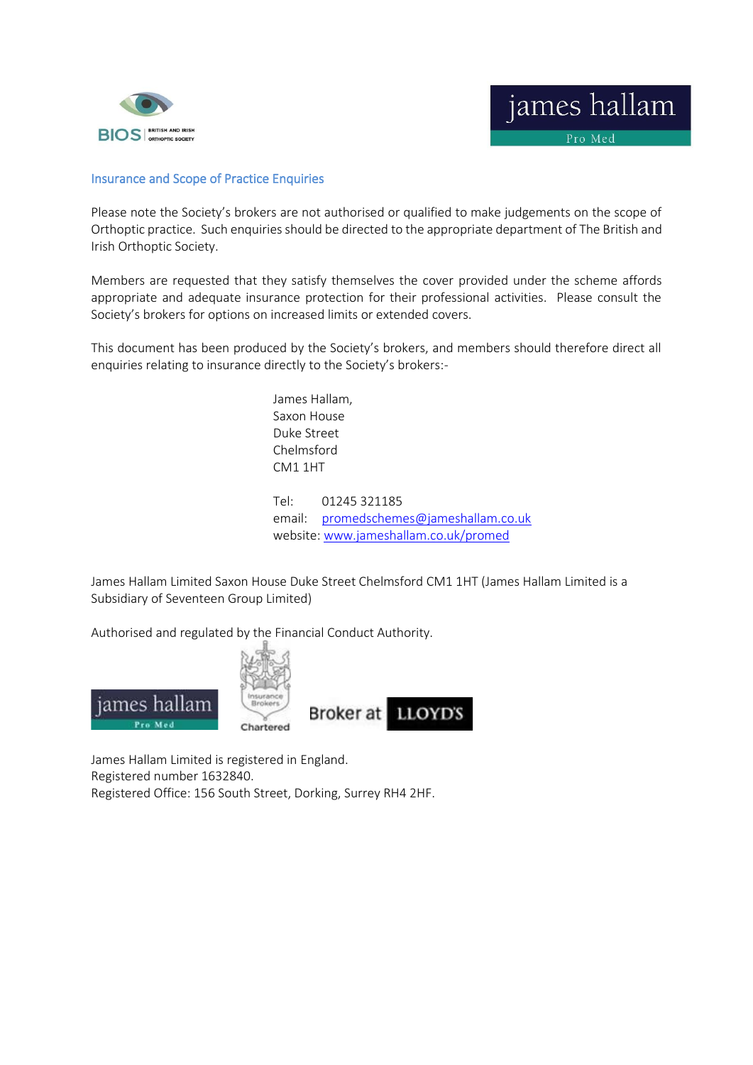## Insurance and Scope of Practice Enquiries

Please note the Society's brokers are not authorised or qualified to make judgements on the scope of Orthoptic practice. Such enquiries should be directed to the appropriate department of The British and Irish Orthoptic Society.

Members are requested that they satisfy themselves the cover provided under the scheme affords appropriate and adequate insurance protection for their professional activities. Please consult the Society's brokers for options on increased limits or extended covers.

This document has been produced by the Society's brokers, and members should therefore direct all enquiries relating to insurance directly to the Society's brokers:-

James Hallam,
Saxon House
Duke Street
Chelmsford
CM1 1HT

Tel: 01245 321185
email: promedschemes@jameshallam.co.uk
website: www.jameshallam.co.uk/promed

James Hallam Limited Saxon House Duke Street Chelmsford CM1 1HT (James Hallam Limited is a Subsidiary of Seventeen Group Limited)

Authorised and regulated by the Financial Conduct Authority.

James Hallam Limited is registered in England.
Registered number 1632840.
Registered Office: 156 South Street, Dorking, Surrey RH4 2HF.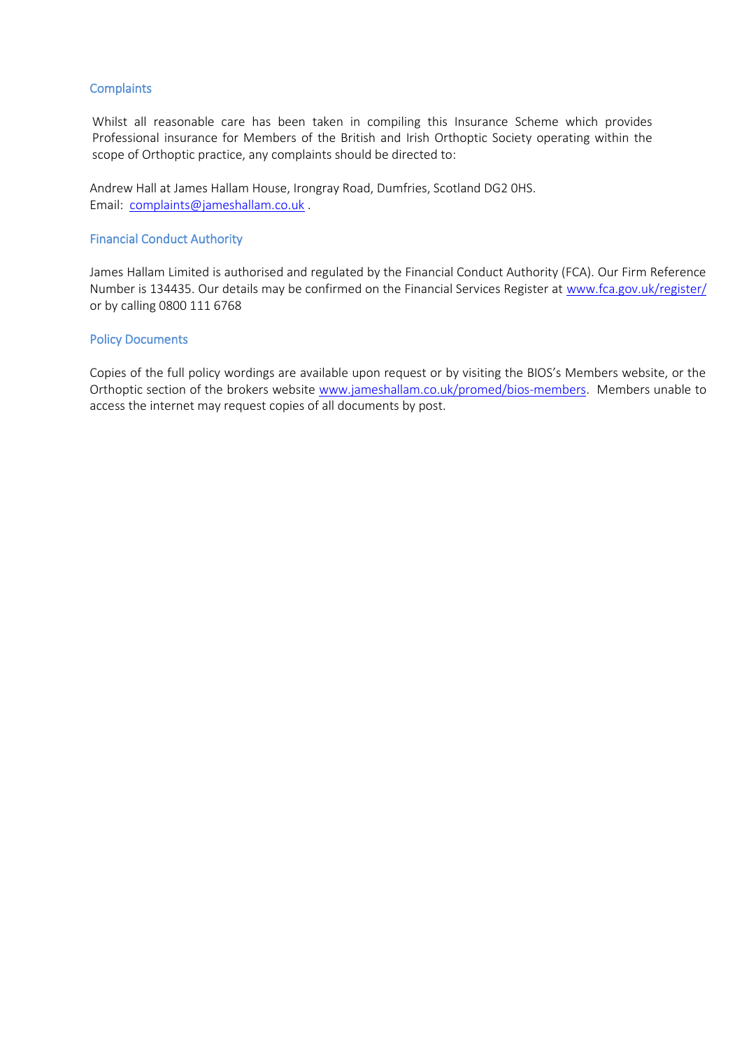### Complaints

Whilst all reasonable care has been taken in compiling this Insurance Scheme which provides Professional insurance for Members of the British and Irish Orthoptic Society operating within the scope of Orthoptic practice, any complaints should be directed to:

Andrew Hall at James Hallam House, Irongray Road, Dumfries, Scotland DG2 0HS.
Email: complaints@jameshallam.co.uk .

### Financial Conduct Authority

James Hallam Limited is authorised and regulated by the Financial Conduct Authority (FCA). Our Firm Reference Number is 134435. Our details may be confirmed on the Financial Services Register at www.fca.gov.uk/register/ or by calling 0800 111 6768

### Policy Documents

Copies of the full policy wordings are available upon request or by visiting the BIOS's Members website, or the Orthoptic section of the brokers website www.jameshallam.co.uk/promed/bios-members. Members unable to access the internet may request copies of all documents by post.